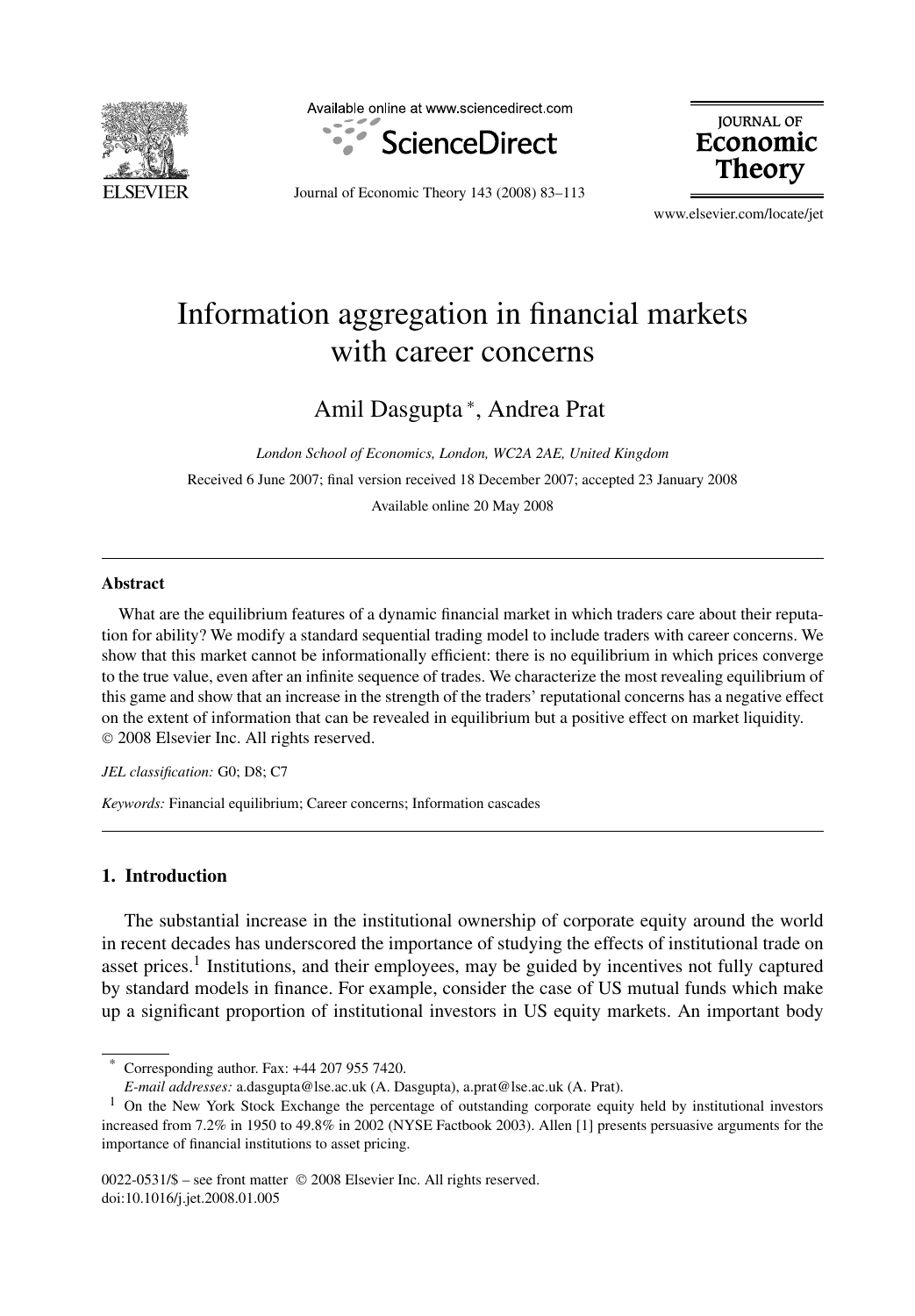# Information aggregation in financial markets with career concerns

Amil Dasgupta *, Andrea Prat

*London School of Economics, London, WC2A 2AE, United Kingdom*

Received 6 June 2007; final version received 18 December 2007; accepted 23 January 2008

Available online 20 May 2008

## Abstract

What are the equilibrium features of a dynamic financial market in which traders care about their reputation for ability? We modify a standard sequential trading model to include traders with career concerns. We show that this market cannot be informationally efficient: there is no equilibrium in which prices converge to the true value, even after an infinite sequence of trades. We characterize the most revealing equilibrium of this game and show that an increase in the strength of the traders' reputational concerns has a negative effect on the extent of information that can be revealed in equilibrium but a positive effect on market liquidity.
© 2008 Elsevier Inc. All rights reserved.

*JEL classification:* G0; D8; C7

*Keywords:* Financial equilibrium; Career concerns; Information cascades

## 1. Introduction

The substantial increase in the institutional ownership of corporate equity around the world in recent decades has underscored the importance of studying the effects of institutional trade on asset prices.[1] Institutions, and their employees, may be guided by incentives not fully captured by standard models in finance. For example, consider the case of US mutual funds which make up a significant proportion of institutional investors in US equity markets. An important body

\* Corresponding author. Fax: +44 207 955 7420.
*E-mail addresses:* a.dasgupta@lse.ac.uk (A. Dasgupta), a.prat@lse.ac.uk (A. Prat).

[1] On the New York Stock Exchange the percentage of outstanding corporate equity held by institutional investors increased from 7.2% in 1950 to 49.8% in 2002 (NYSE Factbook 2003). Allen [1] presents persuasive arguments for the importance of financial institutions to asset pricing.

0022-0531/$ – see front matter © 2008 Elsevier Inc. All rights reserved.
doi:10.1016/j.jet.2008.01.005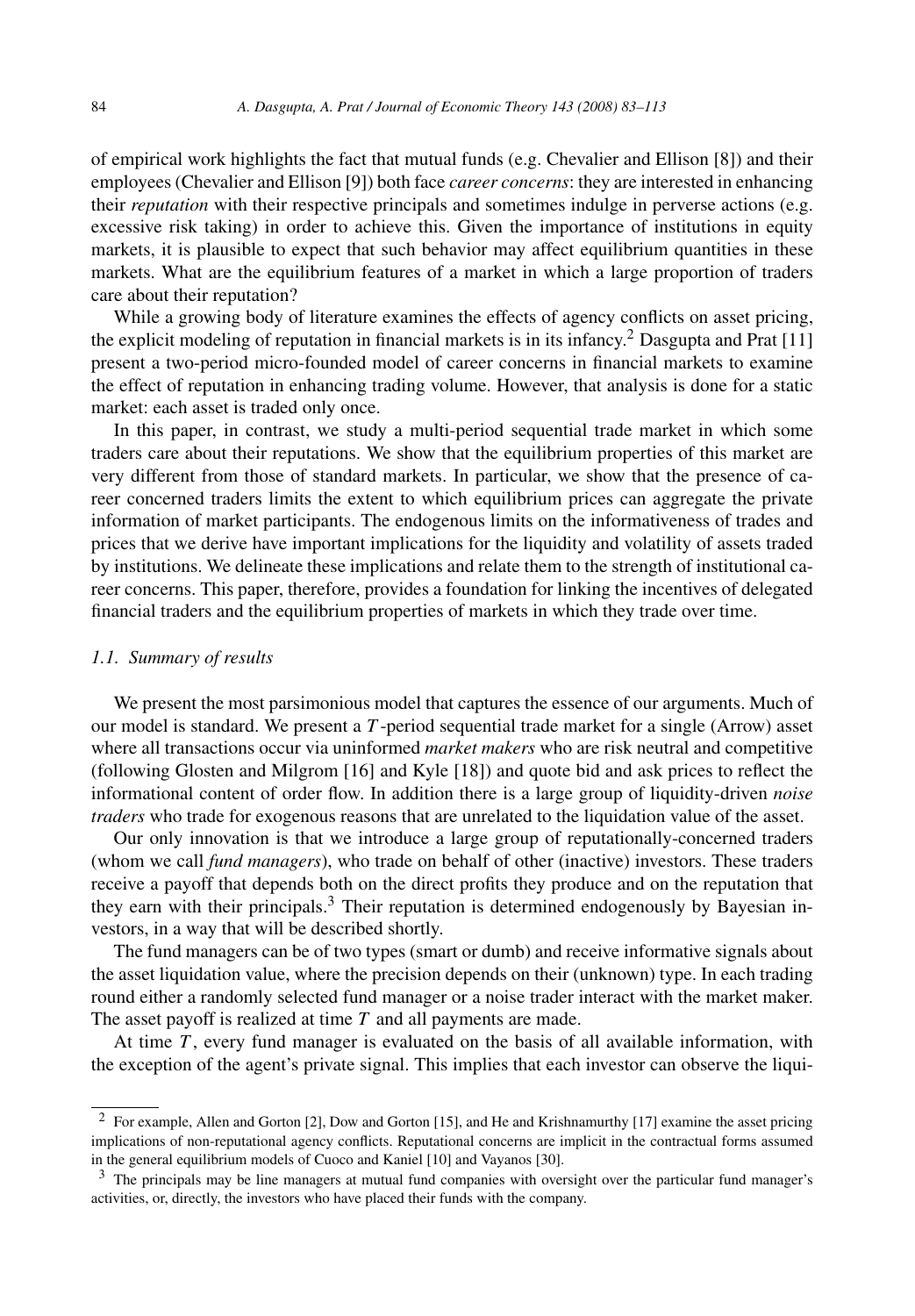of empirical work highlights the fact that mutual funds (e.g. Chevalier and Ellison [8]) and their employees (Chevalier and Ellison [9]) both face *career concerns*: they are interested in enhancing their *reputation* with their respective principals and sometimes indulge in perverse actions (e.g. excessive risk taking) in order to achieve this. Given the importance of institutions in equity markets, it is plausible to expect that such behavior may affect equilibrium quantities in these markets. What are the equilibrium features of a market in which a large proportion of traders care about their reputation?

While a growing body of literature examines the effects of agency conflicts on asset pricing, the explicit modeling of reputation in financial markets is in its infancy.[2] Dasgupta and Prat [11] present a two-period micro-founded model of career concerns in financial markets to examine the effect of reputation in enhancing trading volume. However, that analysis is done for a static market: each asset is traded only once.

In this paper, in contrast, we study a multi-period sequential trade market in which some traders care about their reputations. We show that the equilibrium properties of this market are very different from those of standard markets. In particular, we show that the presence of career concerned traders limits the extent to which equilibrium prices can aggregate the private information of market participants. The endogenous limits on the informativeness of trades and prices that we derive have important implications for the liquidity and volatility of assets traded by institutions. We delineate these implications and relate them to the strength of institutional career concerns. This paper, therefore, provides a foundation for linking the incentives of delegated financial traders and the equilibrium properties of markets in which they trade over time.

### *1.1. Summary of results*

We present the most parsimonious model that captures the essence of our arguments. Much of our model is standard. We present a $T$-period sequential trade market for a single (Arrow) asset where all transactions occur via uninformed *market makers* who are risk neutral and competitive (following Glosten and Milgrom [16] and Kyle [18]) and quote bid and ask prices to reflect the informational content of order flow. In addition there is a large group of liquidity-driven *noise traders* who trade for exogenous reasons that are unrelated to the liquidation value of the asset.

Our only innovation is that we introduce a large group of reputationally-concerned traders (whom we call *fund managers*), who trade on behalf of other (inactive) investors. These traders receive a payoff that depends both on the direct profits they produce and on the reputation that they earn with their principals.[3] Their reputation is determined endogenously by Bayesian investors, in a way that will be described shortly.

The fund managers can be of two types (smart or dumb) and receive informative signals about the asset liquidation value, where the precision depends on their (unknown) type. In each trading round either a randomly selected fund manager or a noise trader interact with the market maker. The asset payoff is realized at time $T$ and all payments are made.

At time $T$, every fund manager is evaluated on the basis of all available information, with the exception of the agent's private signal. This implies that each investor can observe the liqui-

---

[2] For example, Allen and Gorton [2], Dow and Gorton [15], and He and Krishnamurthy [17] examine the asset pricing implications of non-reputational agency conflicts. Reputational concerns are implicit in the contractual forms assumed in the general equilibrium models of Cuoco and Kaniel [10] and Vayanos [30].

[3] The principals may be line managers at mutual fund companies with oversight over the particular fund manager's activities, or, directly, the investors who have placed their funds with the company.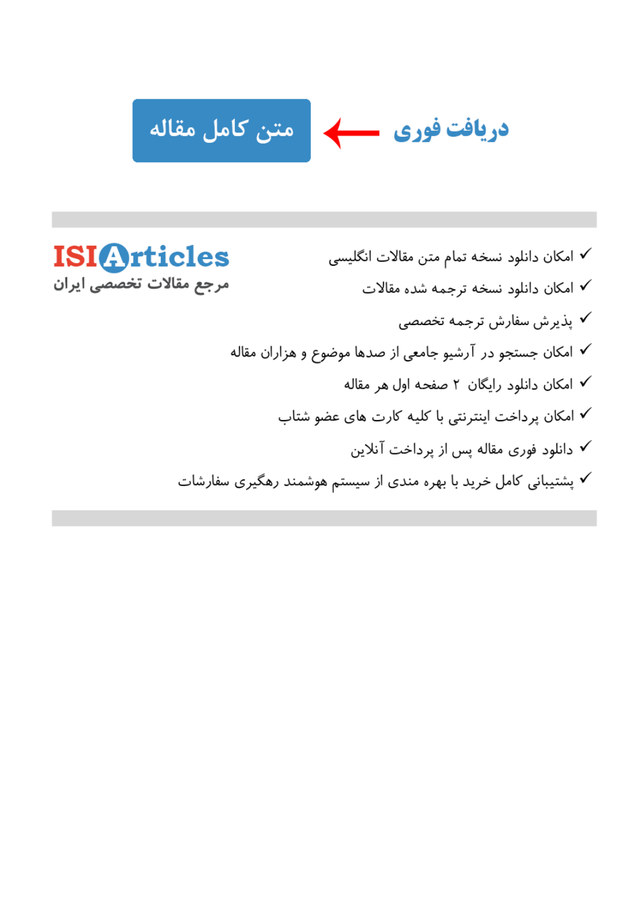دریافت فوری ← متن کامل مقاله

**ISIArticles**
مرجع مقالات تخصصی ایران

- ✓ امکان دانلود نسخه تمام متن مقالات انگلیسی
- ✓ امکان دانلود نسخه ترجمه شده مقالات
- ✓ پذیرش سفارش ترجمه تخصصی
- ✓ امکان جستجو در آرشیو جامعی از صدها موضوع و هزاران مقاله
- ✓ امکان دانلود رایگان ۲ صفحه اول هر مقاله
- ✓ امکان پرداخت اینترنتی با کلیه کارت های عضو شتاب
- ✓ دانلود فوری مقاله پس از پرداخت آنلاین
- ✓ پشتیبانی کامل خرید با بهره مندی از سیستم هوشمند رهگیری سفارشات